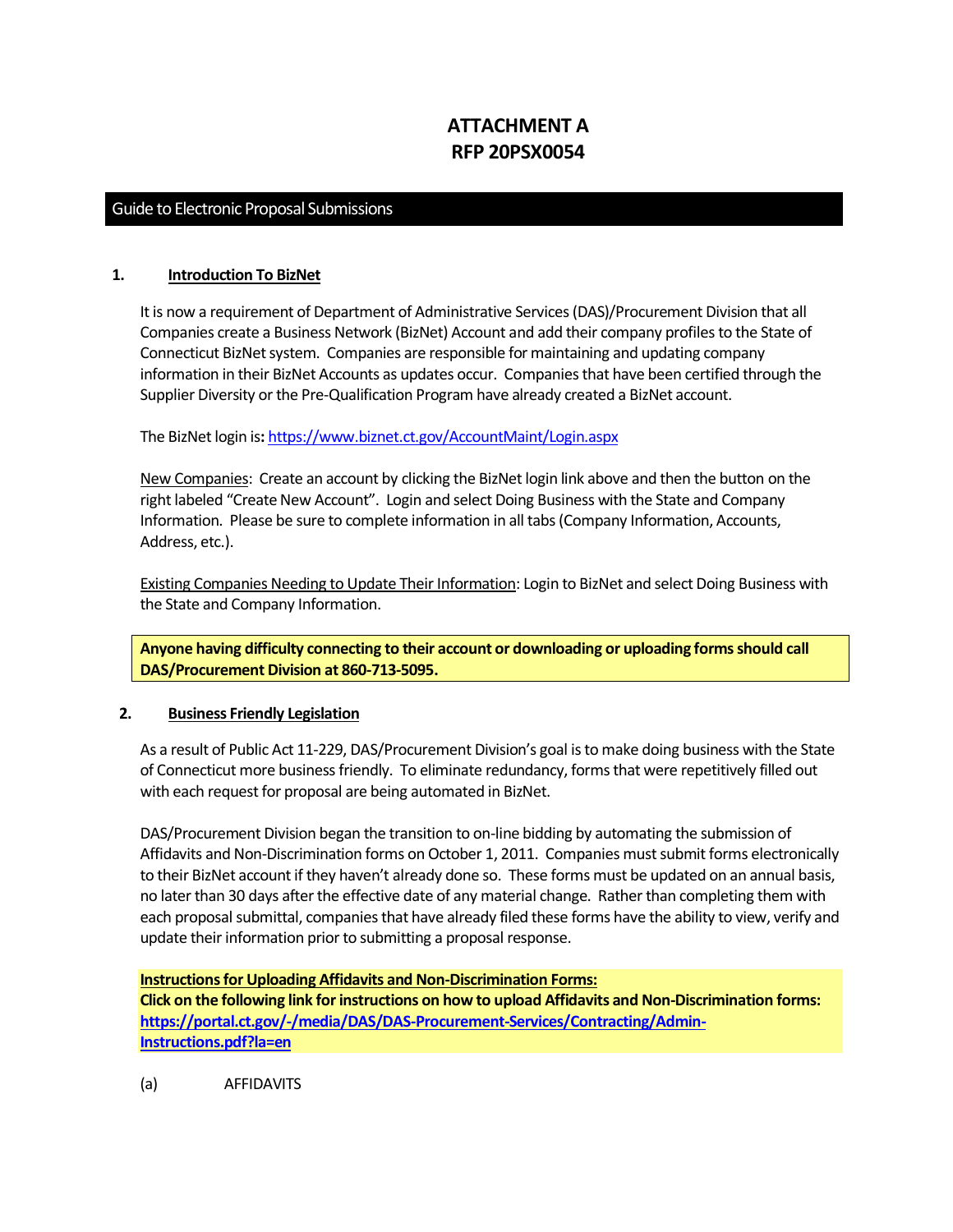# ATTACHMENT A
# RFP 20PSX0054

## Guide to Electronic Proposal Submissions

### 1. Introduction To BizNet

It is now a requirement of Department of Administrative Services (DAS)/Procurement Division that all Companies create a Business Network (BizNet) Account and add their company profiles to the State of Connecticut BizNet system. Companies are responsible for maintaining and updating company information in their BizNet Accounts as updates occur. Companies that have been certified through the Supplier Diversity or the Pre-Qualification Program have already created a BizNet account.

The BizNet login is**:** https://www.biznet.ct.gov/AccountMaint/Login.aspx

New Companies: Create an account by clicking the BizNet login link above and then the button on the right labeled "Create New Account". Login and select Doing Business with the State and Company Information. Please be sure to complete information in all tabs (Company Information, Accounts, Address, etc.).

Existing Companies Needing to Update Their Information: Login to BizNet and select Doing Business with the State and Company Information.

**Anyone having difficulty connecting to their account or downloading or uploading forms should call DAS/Procurement Division at 860-713-5095.**

### 2. Business Friendly Legislation

As a result of Public Act 11-229, DAS/Procurement Division's goal is to make doing business with the State of Connecticut more business friendly. To eliminate redundancy, forms that were repetitively filled out with each request for proposal are being automated in BizNet.

DAS/Procurement Division began the transition to on-line bidding by automating the submission of Affidavits and Non-Discrimination forms on October 1, 2011. Companies must submit forms electronically to their BizNet account if they haven't already done so. These forms must be updated on an annual basis, no later than 30 days after the effective date of any material change. Rather than completing them with each proposal submittal, companies that have already filed these forms have the ability to view, verify and update their information prior to submitting a proposal response.

**Instructions for Uploading Affidavits and Non-Discrimination Forms:**
**Click on the following link for instructions on how to upload Affidavits and Non-Discrimination forms:** **https://portal.ct.gov/-/media/DAS/DAS-Procurement-Services/Contracting/Admin-Instructions.pdf?la=en**

(a) AFFIDAVITS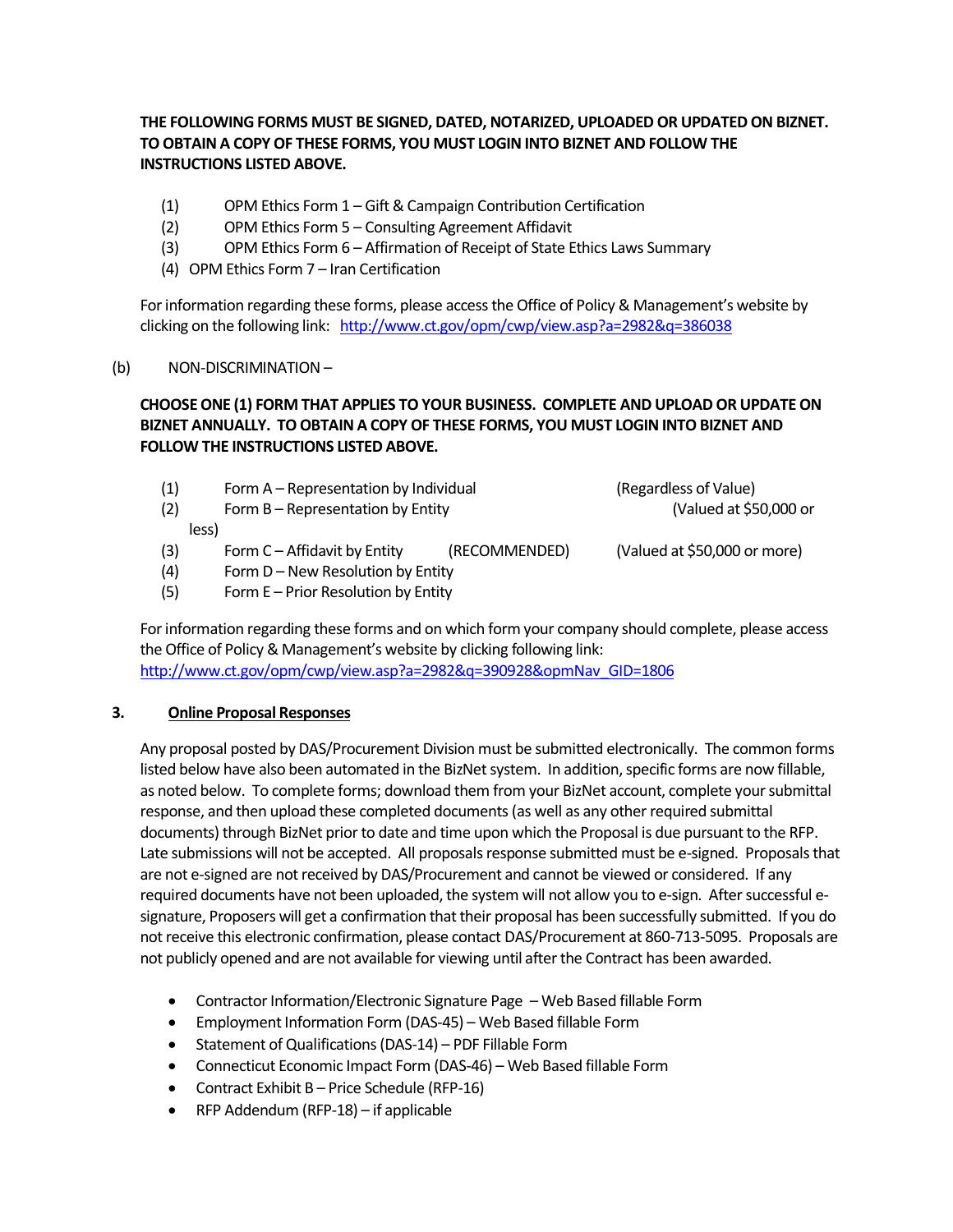**THE FOLLOWING FORMS MUST BE SIGNED, DATED, NOTARIZED, UPLOADED OR UPDATED ON BIZNET. TO OBTAIN A COPY OF THESE FORMS, YOU MUST LOGIN INTO BIZNET AND FOLLOW THE INSTRUCTIONS LISTED ABOVE.**

(1) OPM Ethics Form 1 – Gift & Campaign Contribution Certification
(2) OPM Ethics Form 5 – Consulting Agreement Affidavit
(3) OPM Ethics Form 6 – Affirmation of Receipt of State Ethics Laws Summary
(4) OPM Ethics Form 7 – Iran Certification

For information regarding these forms, please access the Office of Policy & Management's website by clicking on the following link: [http://www.ct.gov/opm/cwp/view.asp?a=2982&q=386038](http://www.ct.gov/opm/cwp/view.asp?a=2982&q=386038)

(b) NON-DISCRIMINATION –

**CHOOSE ONE (1) FORM THAT APPLIES TO YOUR BUSINESS. COMPLETE AND UPLOAD OR UPDATE ON BIZNET ANNUALLY. TO OBTAIN A COPY OF THESE FORMS, YOU MUST LOGIN INTO BIZNET AND FOLLOW THE INSTRUCTIONS LISTED ABOVE.**

(1) Form A – Representation by Individual (Regardless of Value)
(2) Form B – Representation by Entity (Valued at $50,000 or less)
(3) Form C – Affidavit by Entity (RECOMMENDED) (Valued at $50,000 or more)
(4) Form D – New Resolution by Entity
(5) Form E – Prior Resolution by Entity

For information regarding these forms and on which form your company should complete, please access the Office of Policy & Management's website by clicking following link: [http://www.ct.gov/opm/cwp/view.asp?a=2982&q=390928&opmNav_GID=1806](http://www.ct.gov/opm/cwp/view.asp?a=2982&q=390928&opmNav_GID=1806)

**3. <u>Online Proposal Responses</u>**

Any proposal posted by DAS/Procurement Division must be submitted electronically. The common forms listed below have also been automated in the BizNet system. In addition, specific forms are now fillable, as noted below. To complete forms; download them from your BizNet account, complete your submittal response, and then upload these completed documents (as well as any other required submittal documents) through BizNet prior to date and time upon which the Proposal is due pursuant to the RFP. Late submissions will not be accepted. All proposals response submitted must be e-signed. Proposals that are not e-signed are not received by DAS/Procurement and cannot be viewed or considered. If any required documents have not been uploaded, the system will not allow you to e-sign. After successful e-signature, Proposers will get a confirmation that their proposal has been successfully submitted. If you do not receive this electronic confirmation, please contact DAS/Procurement at 860-713-5095. Proposals are not publicly opened and are not available for viewing until after the Contract has been awarded.

- Contractor Information/Electronic Signature Page – Web Based fillable Form
- Employment Information Form (DAS-45) – Web Based fillable Form
- Statement of Qualifications (DAS-14) – PDF Fillable Form
- Connecticut Economic Impact Form (DAS-46) – Web Based fillable Form
- Contract Exhibit B – Price Schedule (RFP-16)
- RFP Addendum (RFP-18) – if applicable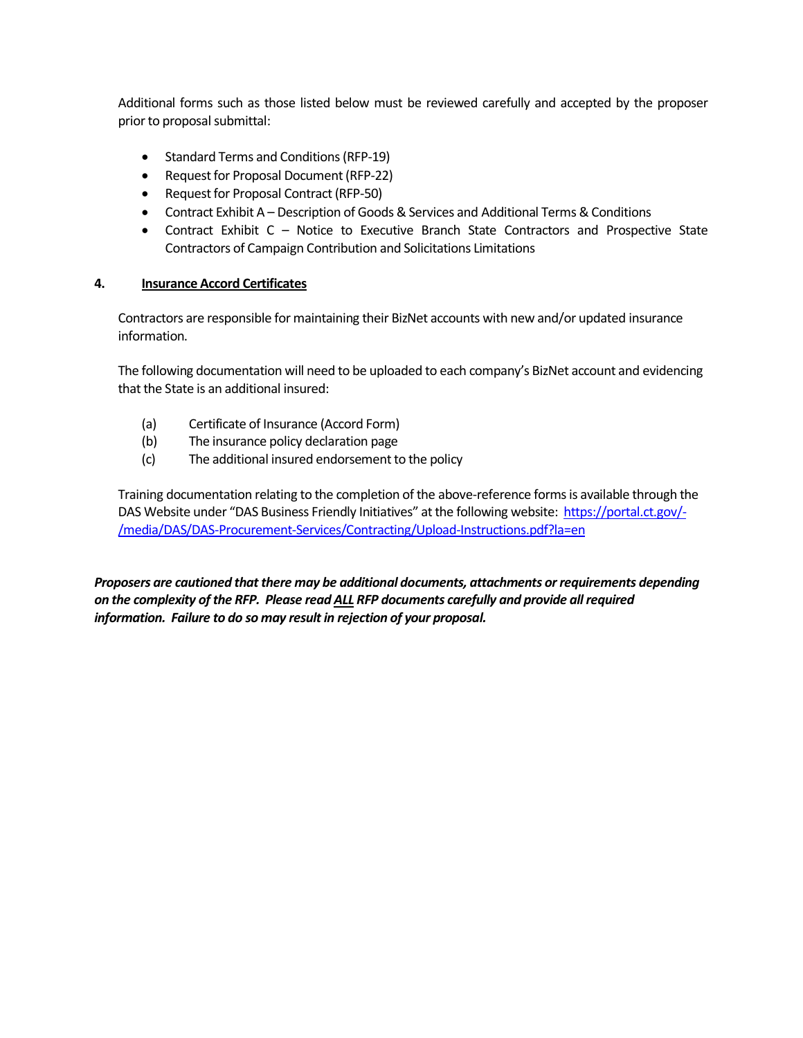Additional forms such as those listed below must be reviewed carefully and accepted by the proposer prior to proposal submittal:

- Standard Terms and Conditions (RFP-19)
- Request for Proposal Document (RFP-22)
- Request for Proposal Contract (RFP-50)
- Contract Exhibit A – Description of Goods & Services and Additional Terms & Conditions
- Contract Exhibit C – Notice to Executive Branch State Contractors and Prospective State Contractors of Campaign Contribution and Solicitations Limitations

**4. Insurance Accord Certificates**

Contractors are responsible for maintaining their BizNet accounts with new and/or updated insurance information.

The following documentation will need to be uploaded to each company's BizNet account and evidencing that the State is an additional insured:

(a) Certificate of Insurance (Accord Form)
(b) The insurance policy declaration page
(c) The additional insured endorsement to the policy

Training documentation relating to the completion of the above-reference forms is available through the DAS Website under "DAS Business Friendly Initiatives" at the following website: [https://portal.ct.gov/-/media/DAS/DAS-Procurement-Services/Contracting/Upload-Instructions.pdf?la=en](https://portal.ct.gov/-/media/DAS/DAS-Procurement-Services/Contracting/Upload-Instructions.pdf?la=en)

***Proposers are cautioned that there may be additional documents, attachments or requirements depending on the complexity of the RFP. Please read ALL RFP documents carefully and provide all required information. Failure to do so may result in rejection of your proposal.***